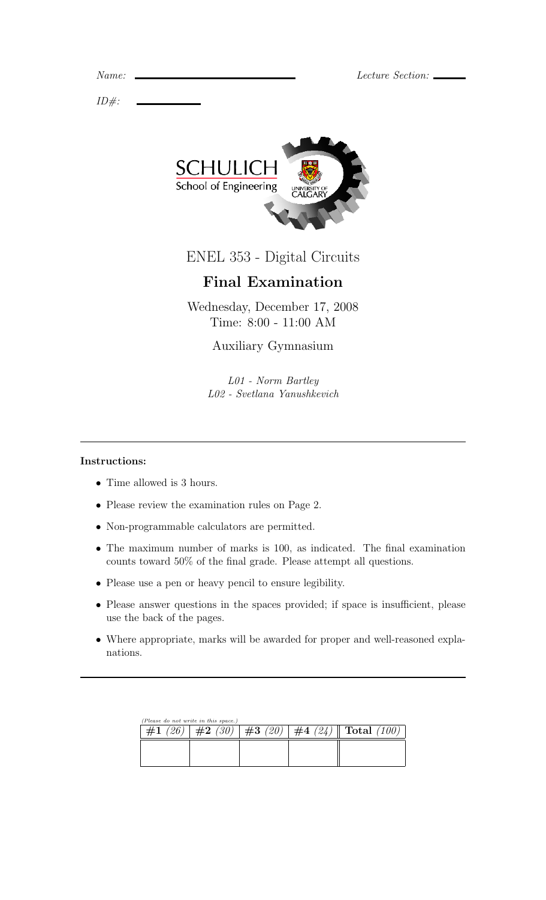*Name:* \_\_\_\_\_\_\_\_\_\_\_\_\_\_\_\_\_\_\_\_\_\_\_\_ *Lecture Section:* \_\_\_\_\_\_

*ID#:* \_\_\_\_\_\_\_\_\_\_

SCHULICH
School of Engineering

UNIVERSITY OF CALGARY

# ENEL 353 - Digital Circuits

## Final Examination

Wednesday, December 17, 2008
Time: 8:00 - 11:00 AM

Auxiliary Gymnasium

*L01 - Norm Bartley*
*L02 - Svetlana Yanushkevich*

---

**Instructions:**

- Time allowed is 3 hours.
- Please review the examination rules on Page 2.
- Non-programmable calculators are permitted.
- The maximum number of marks is 100, as indicated. The final examination counts toward 50% of the final grade. Please attempt all questions.
- Please use a pen or heavy pencil to ensure legibility.
- Please answer questions in the spaces provided; if space is insufficient, please use the back of the pages.
- Where appropriate, marks will be awarded for proper and well-reasoned explanations.

---

*(Please do not write in this space.)*

| **#1** *(26)* | **#2** *(30)* | **#3** *(20)* | **#4** *(24)* | **Total** *(100)* |
|---|---|---|---|---|
| | | | | |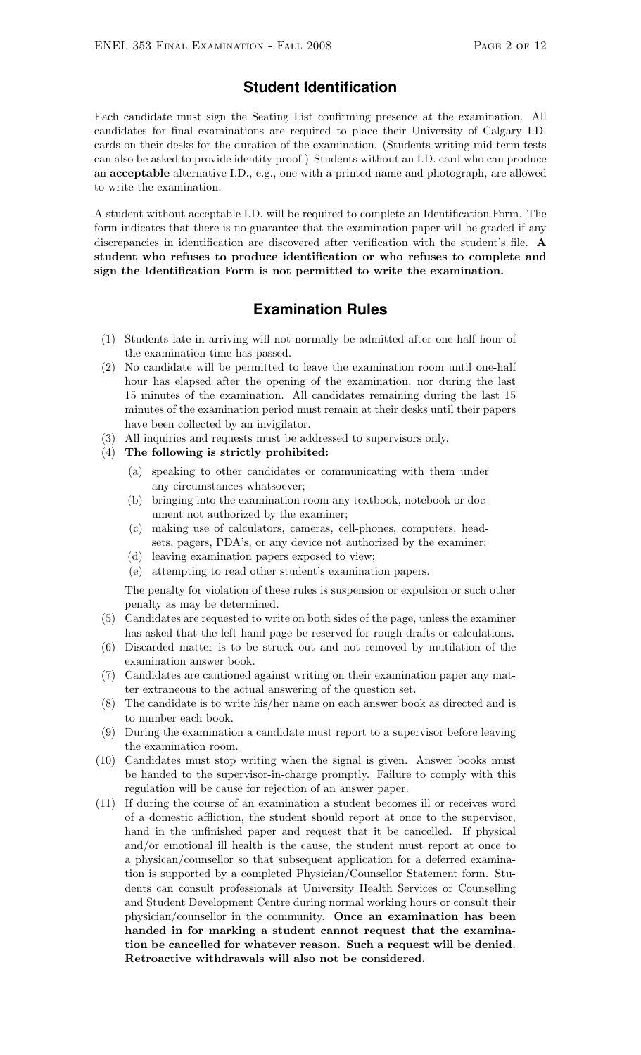## Student Identification

Each candidate must sign the Seating List confirming presence at the examination. All candidates for final examinations are required to place their University of Calgary I.D. cards on their desks for the duration of the examination. (Students writing mid-term tests can also be asked to provide identity proof.) Students without an I.D. card who can produce an **acceptable** alternative I.D., e.g., one with a printed name and photograph, are allowed to write the examination.

A student without acceptable I.D. will be required to complete an Identification Form. The form indicates that there is no guarantee that the examination paper will be graded if any discrepancies in identification are discovered after verification with the student's file. **A student who refuses to produce identification or who refuses to complete and sign the Identification Form is not permitted to write the examination.**

## Examination Rules

(1) Students late in arriving will not normally be admitted after one-half hour of the examination time has passed.

(2) No candidate will be permitted to leave the examination room until one-half hour has elapsed after the opening of the examination, nor during the last 15 minutes of the examination. All candidates remaining during the last 15 minutes of the examination period must remain at their desks until their papers have been collected by an invigilator.

(3) All inquiries and requests must be addressed to supervisors only.

(4) **The following is strictly prohibited:**

  (a) speaking to other candidates or communicating with them under any circumstances whatsoever;

  (b) bringing into the examination room any textbook, notebook or document not authorized by the examiner;

  (c) making use of calculators, cameras, cell-phones, computers, headsets, pagers, PDA's, or any device not authorized by the examiner;

  (d) leaving examination papers exposed to view;

  (e) attempting to read other student's examination papers.

  The penalty for violation of these rules is suspension or expulsion or such other penalty as may be determined.

(5) Candidates are requested to write on both sides of the page, unless the examiner has asked that the left hand page be reserved for rough drafts or calculations.

(6) Discarded matter is to be struck out and not removed by mutilation of the examination answer book.

(7) Candidates are cautioned against writing on their examination paper any matter extraneous to the actual answering of the question set.

(8) The candidate is to write his/her name on each answer book as directed and is to number each book.

(9) During the examination a candidate must report to a supervisor before leaving the examination room.

(10) Candidates must stop writing when the signal is given. Answer books must be handed to the supervisor-in-charge promptly. Failure to comply with this regulation will be cause for rejection of an answer paper.

(11) If during the course of an examination a student becomes ill or receives word of a domestic affliction, the student should report at once to the supervisor, hand in the unfinished paper and request that it be cancelled. If physical and/or emotional ill health is the cause, the student must report at once to a physican/counsellor so that subsequent application for a deferred examination is supported by a completed Physician/Counsellor Statement form. Students can consult professionals at University Health Services or Counselling and Student Development Centre during normal working hours or consult their physician/counsellor in the community. **Once an examination has been handed in for marking a student cannot request that the examination be cancelled for whatever reason. Such a request will be denied. Retroactive withdrawals will also not be considered.**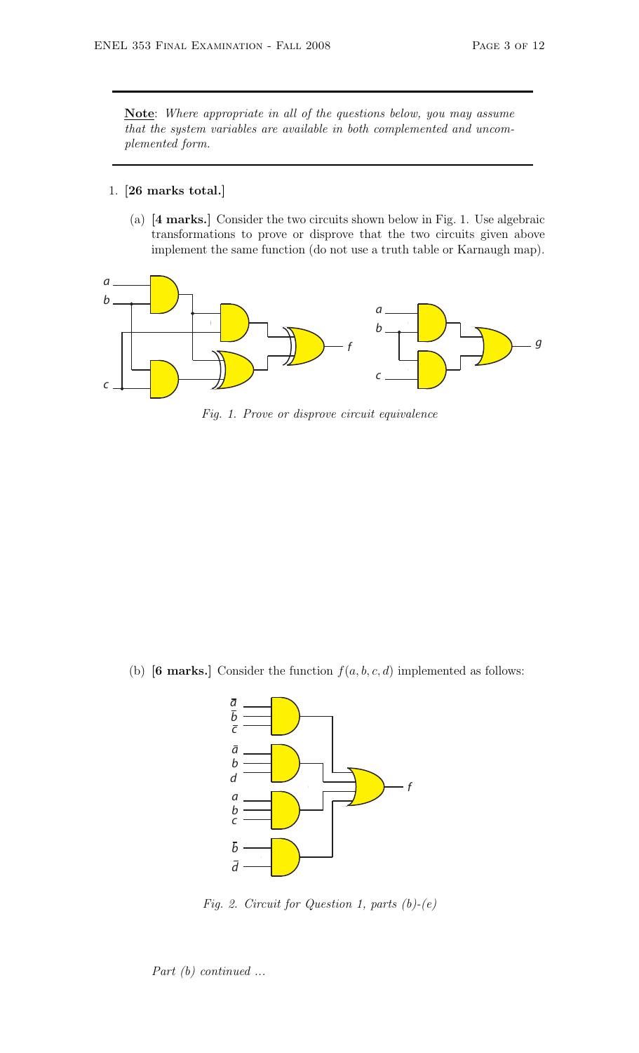**Note**: *Where appropriate in all of the questions below, you may assume that the system variables are available in both complemented and uncomplemented form.*

1. **[26 marks total.]**

   (a) **[4 marks.]** Consider the two circuits shown below in Fig. 1. Use algebraic transformations to prove or disprove that the two circuits given above implement the same function (do not use a truth table or Karnaugh map).

*Fig. 1. Prove or disprove circuit equivalence*

   (b) **[6 marks.]** Consider the function $f(a, b, c, d)$ implemented as follows:

*Fig. 2. Circuit for Question 1, parts (b)-(e)*

*Part (b) continued ...*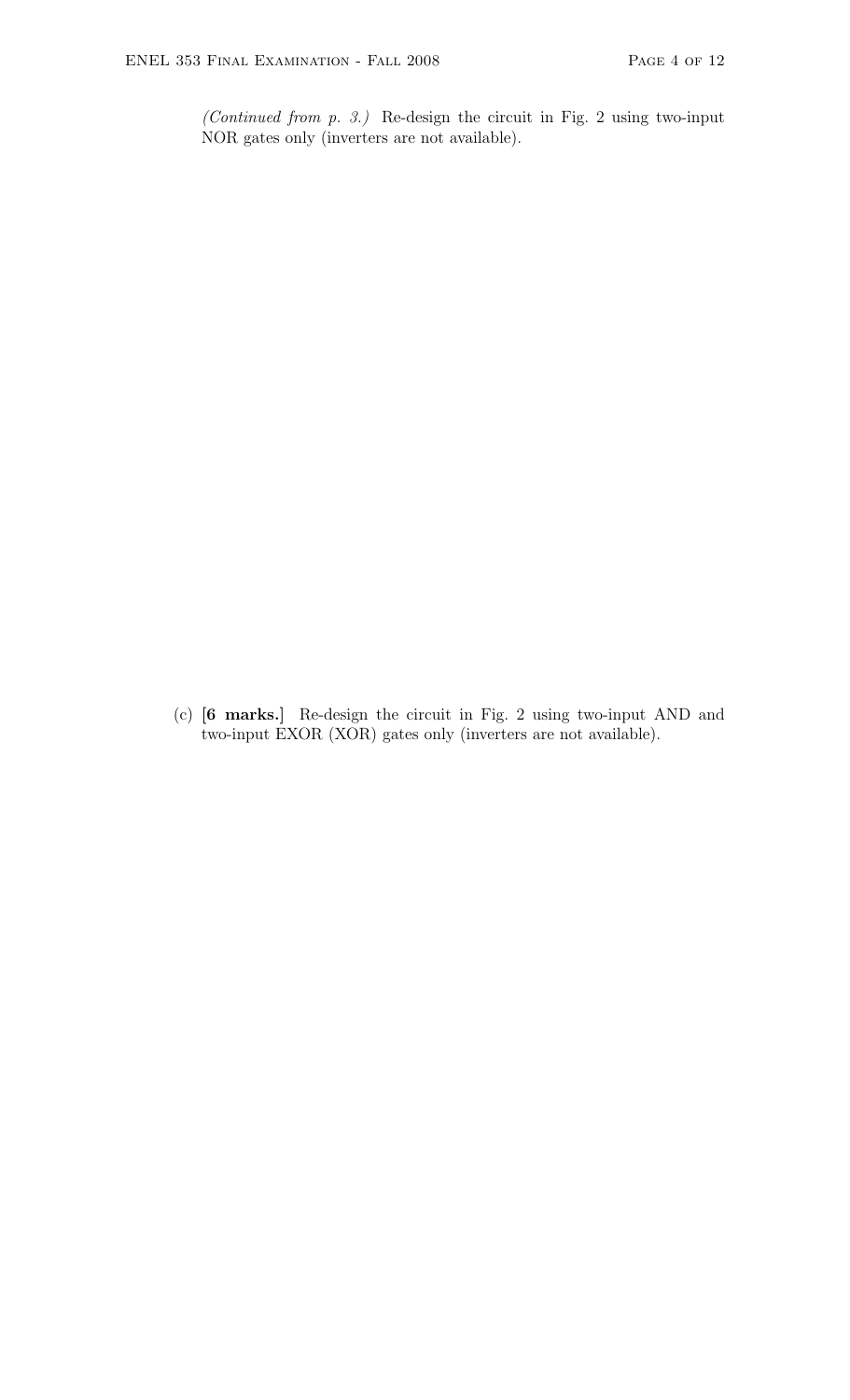*(Continued from p. 3.)* Re-design the circuit in Fig. 2 using two-input NOR gates only (inverters are not available).

(c) **[6 marks.]** Re-design the circuit in Fig. 2 using two-input AND and two-input EXOR (XOR) gates only (inverters are not available).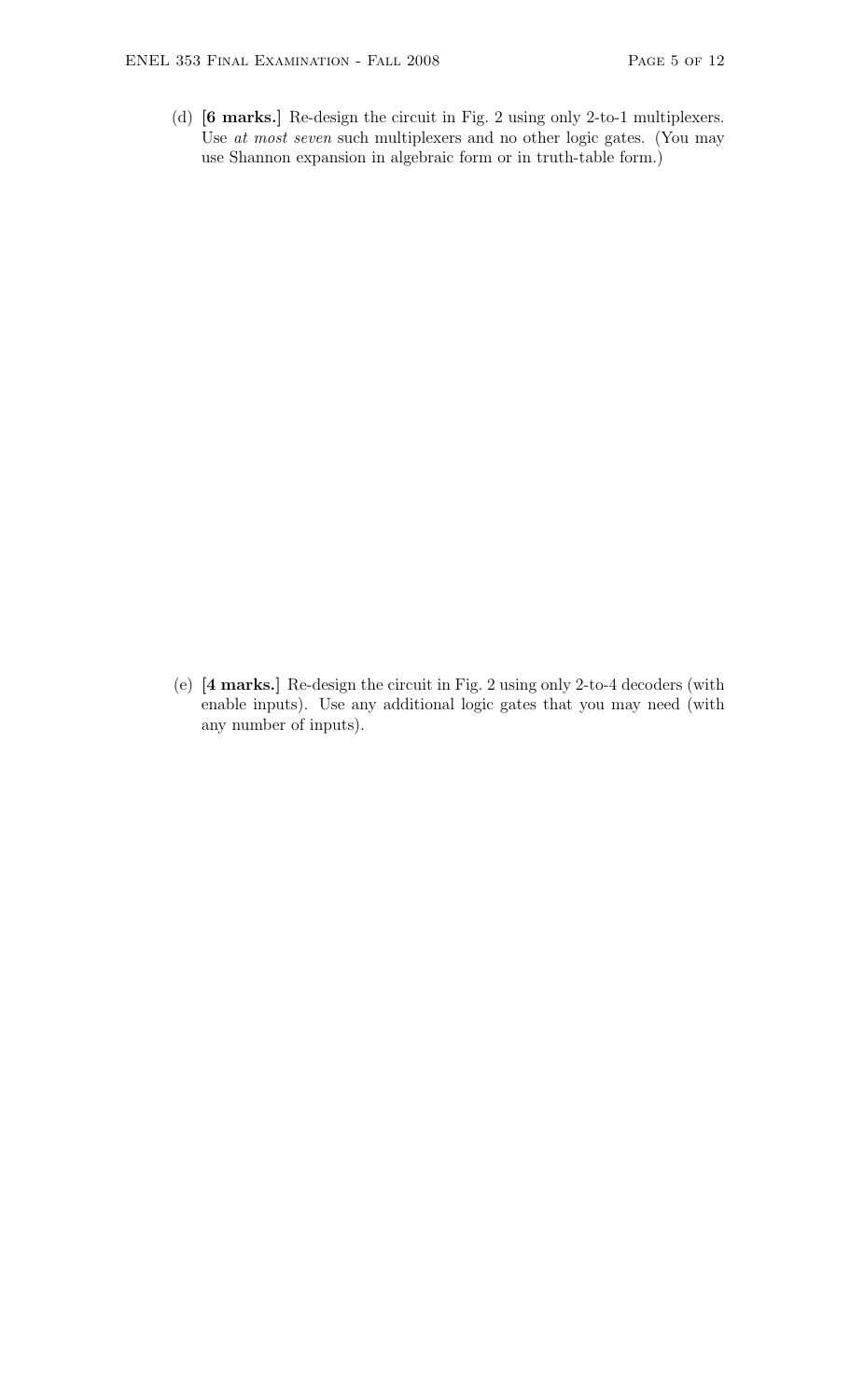(d) **[6 marks.]** Re-design the circuit in Fig. 2 using only 2-to-1 multiplexers. Use *at most seven* such multiplexers and no other logic gates. (You may use Shannon expansion in algebraic form or in truth-table form.)

(e) **[4 marks.]** Re-design the circuit in Fig. 2 using only 2-to-4 decoders (with enable inputs). Use any additional logic gates that you may need (with any number of inputs).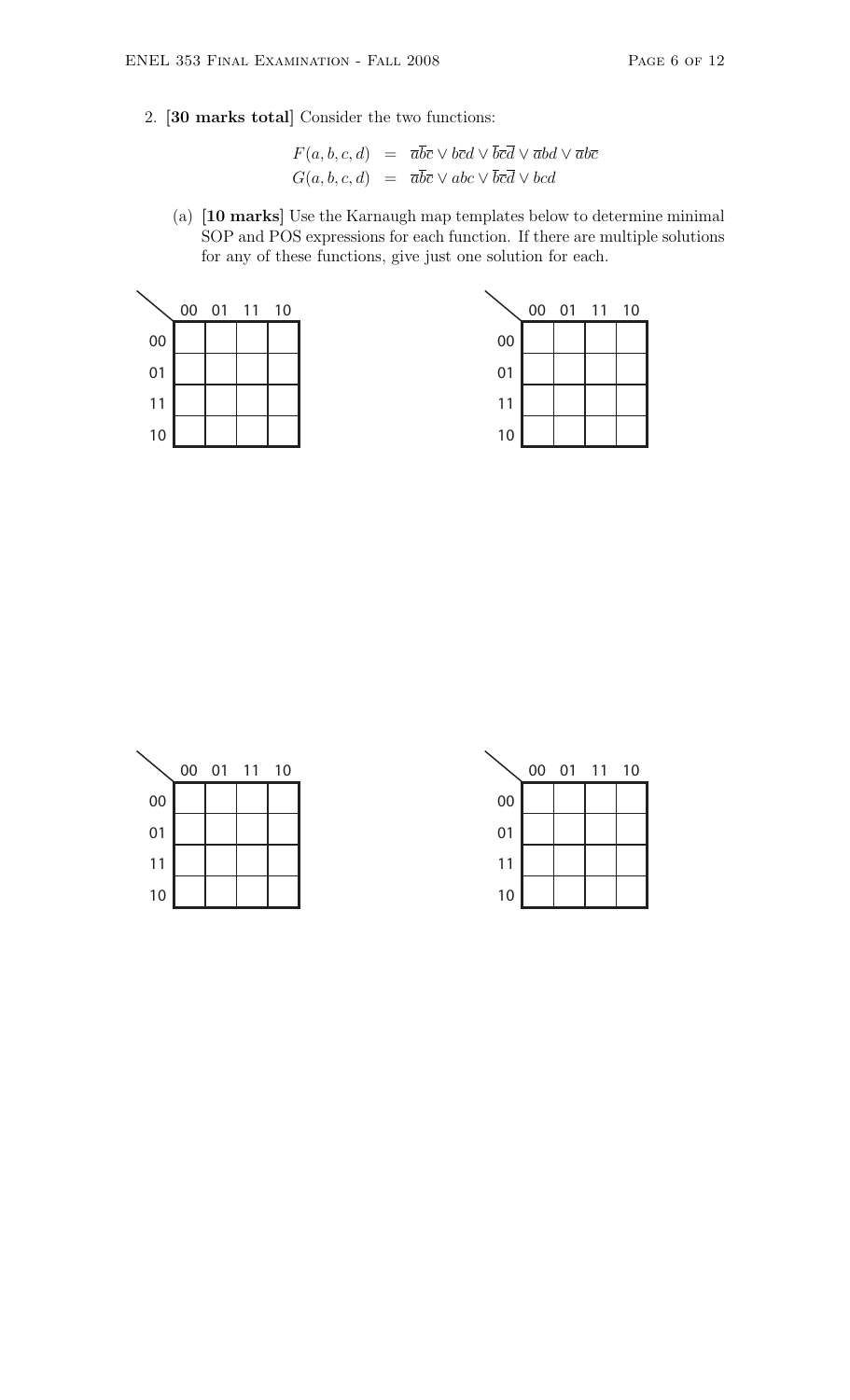2. **[30 marks total]** Consider the two functions:

$$F(a,b,c,d) = \overline{a}\overline{b}\overline{c} \vee b\overline{c}d \vee \overline{b}\overline{c}\overline{d} \vee \overline{a}bd \vee \overline{a}b\overline{c}$$
$$G(a,b,c,d) = \overline{a}\overline{b}\overline{c} \vee abc \vee \overline{b}\overline{c}\overline{d} \vee bcd$$

(a) **[10 marks]** Use the Karnaugh map templates below to determine minimal SOP and POS expressions for each function. If there are multiple solutions for any of these functions, give just one solution for each.

| | 00 | 01 | 11 | 10 |
|---|---|---|---|---|
| 00 | | | | |
| 01 | | | | |
| 11 | | | | |
| 10 | | | | |

| | 00 | 01 | 11 | 10 |
|---|---|---|---|---|
| 00 | | | | |
| 01 | | | | |
| 11 | | | | |
| 10 | | | | |

| | 00 | 01 | 11 | 10 |
|---|---|---|---|---|
| 00 | | | | |
| 01 | | | | |
| 11 | | | | |
| 10 | | | | |

| | 00 | 01 | 11 | 10 |
|---|---|---|---|---|
| 00 | | | | |
| 01 | | | | |
| 11 | | | | |
| 10 | | | | |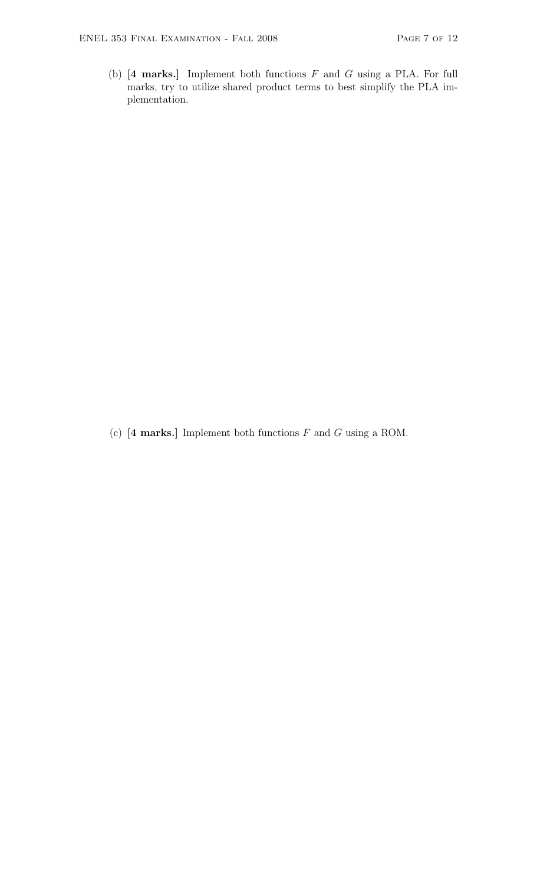(b) **[4 marks.]** Implement both functions $F$ and $G$ using a PLA. For full marks, try to utilize shared product terms to best simplify the PLA implementation.

(c) **[4 marks.]** Implement both functions $F$ and $G$ using a ROM.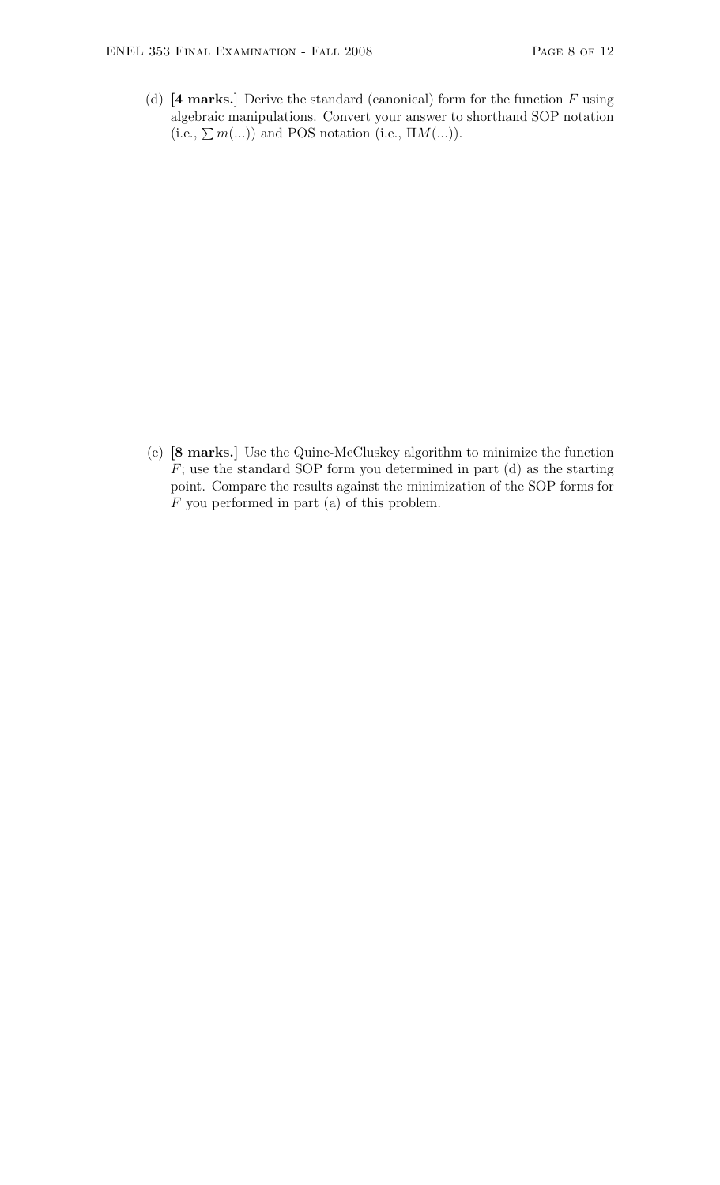(d) **[4 marks.]** Derive the standard (canonical) form for the function $F$ using algebraic manipulations. Convert your answer to shorthand SOP notation (i.e., $\sum m(...)$) and POS notation (i.e., $\Pi M(...)$).

(e) **[8 marks.]** Use the Quine-McCluskey algorithm to minimize the function $F$; use the standard SOP form you determined in part (d) as the starting point. Compare the results against the minimization of the SOP forms for $F$ you performed in part (a) of this problem.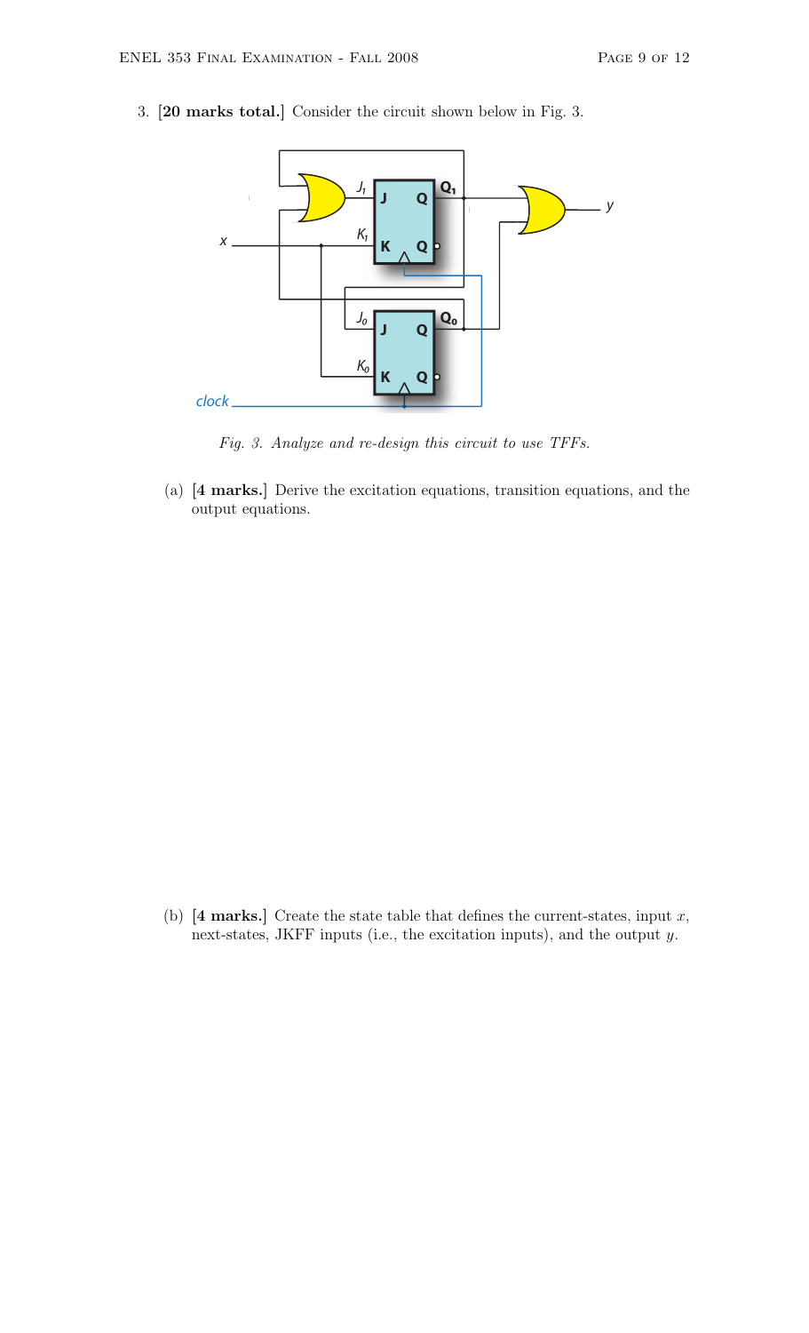3. **[20 marks total.]** Consider the circuit shown below in Fig. 3.

*Fig. 3. Analyze and re-design this circuit to use TFFs.*

(a) **[4 marks.]** Derive the excitation equations, transition equations, and the output equations.

(b) **[4 marks.]** Create the state table that defines the current-states, input $x$, next-states, JKFF inputs (i.e., the excitation inputs), and the output $y$.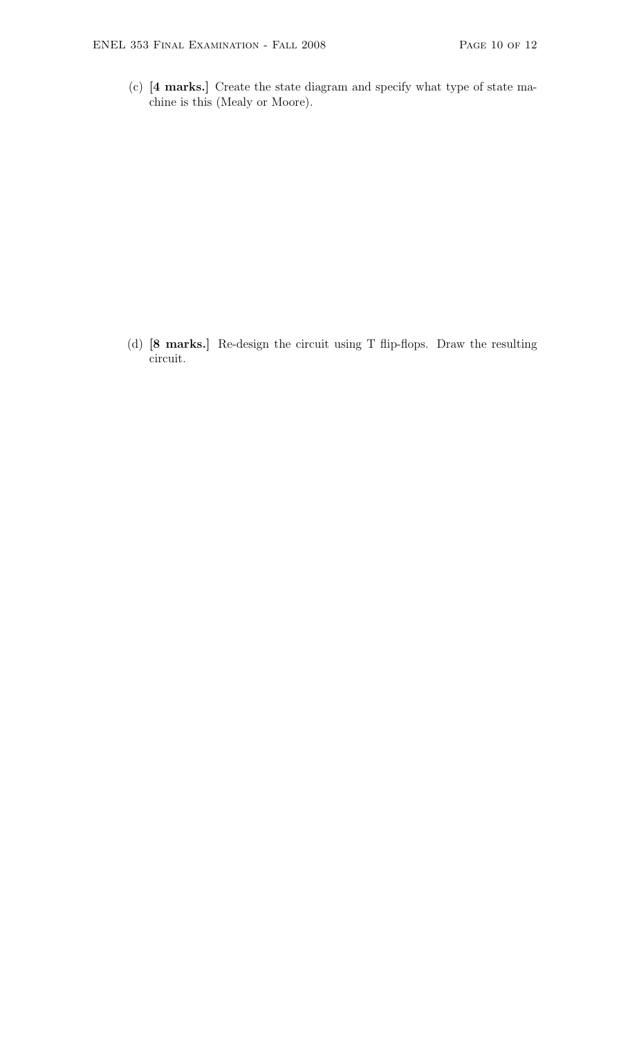(c) **[4 marks.]** Create the state diagram and specify what type of state machine is this (Mealy or Moore).

(d) **[8 marks.]** Re-design the circuit using T flip-flops. Draw the resulting circuit.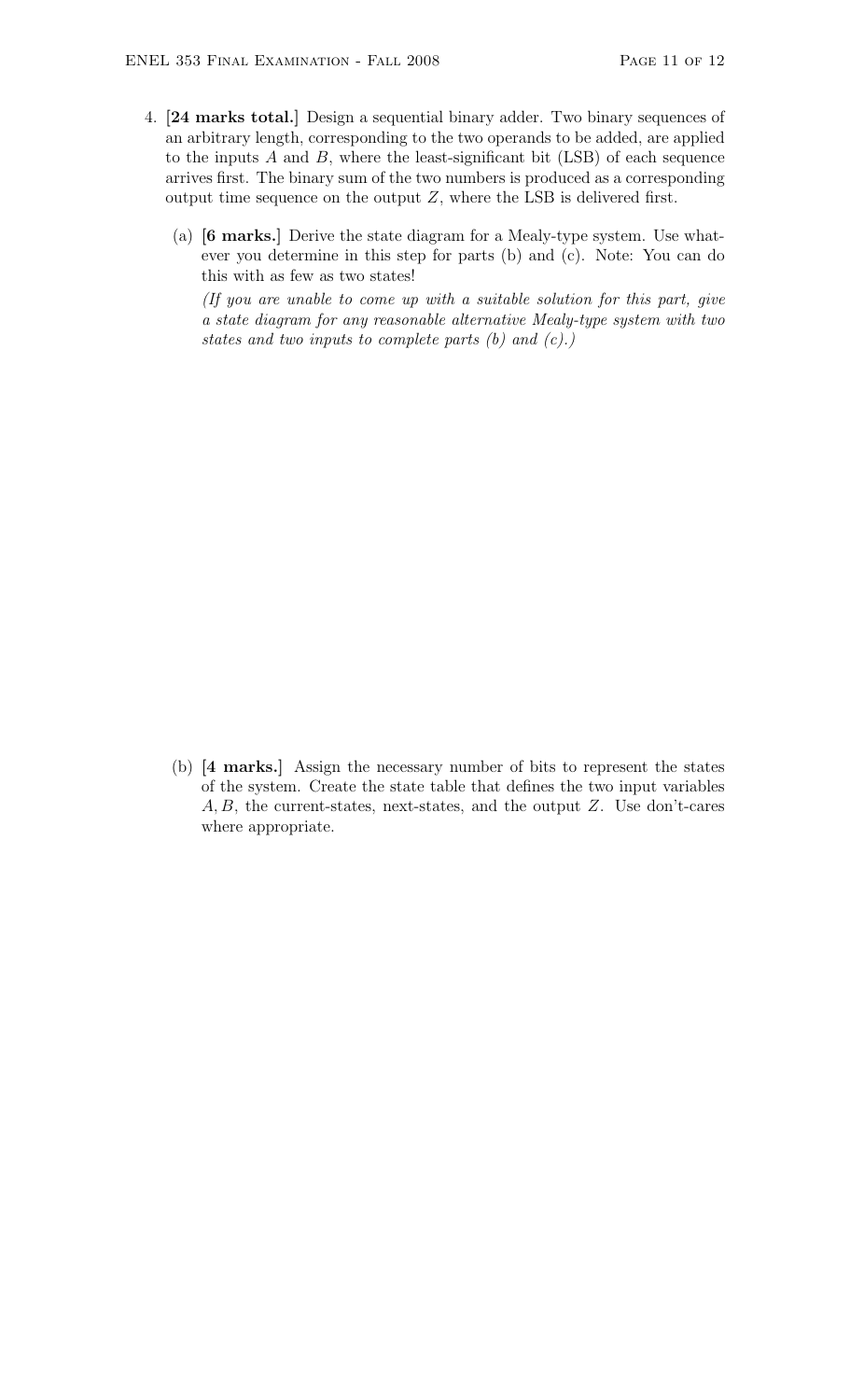4. **[24 marks total.]** Design a sequential binary adder. Two binary sequences of an arbitrary length, corresponding to the two operands to be added, are applied to the inputs $A$ and $B$, where the least-significant bit (LSB) of each sequence arrives first. The binary sum of the two numbers is produced as a corresponding output time sequence on the output $Z$, where the LSB is delivered first.

   (a) **[6 marks.]** Derive the state diagram for a Mealy-type system. Use whatever you determine in this step for parts (b) and (c). Note: You can do this with as few as two states!

   *(If you are unable to come up with a suitable solution for this part, give a state diagram for any reasonable alternative Mealy-type system with two states and two inputs to complete parts (b) and (c).)*

   (b) **[4 marks.]** Assign the necessary number of bits to represent the states of the system. Create the state table that defines the two input variables $A, B$, the current-states, next-states, and the output $Z$. Use don't-cares where appropriate.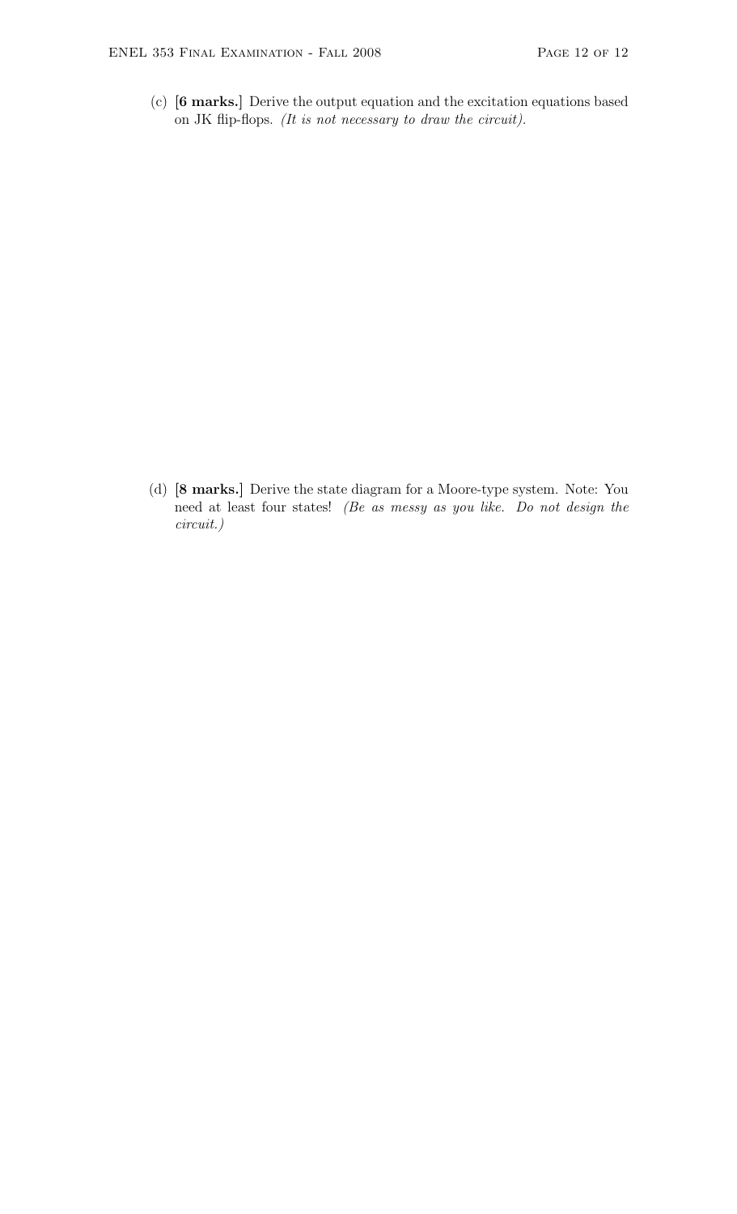(c) **[6 marks.]** Derive the output equation and the excitation equations based on JK flip-flops. *(It is not necessary to draw the circuit).*

(d) **[8 marks.]** Derive the state diagram for a Moore-type system. Note: You need at least four states! *(Be as messy as you like. Do not design the circuit.)*